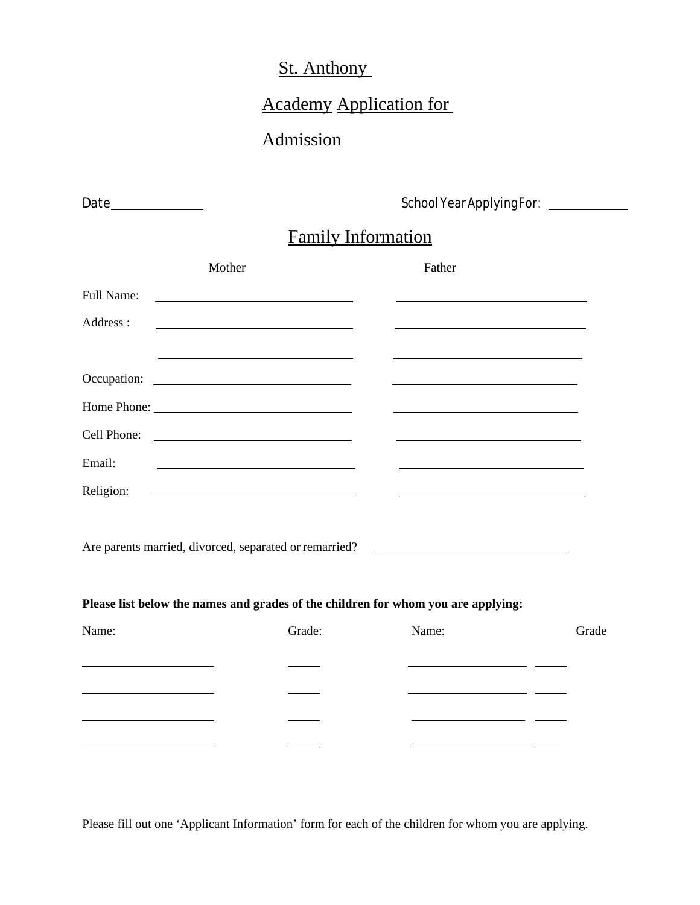# St. Anthony Academy Application for Admission

Date______________ School Year Applying For: ____________

## Family Information

| | Mother | Father |
|---|---|---|
| Full Name: | | |
| Address : | | |
| | | |
| Occupation: | | |
| Home Phone: | | |
| Cell Phone: | | |
| Email: | | |
| Religion: | | |

Are parents married, divorced, separated or remarried? ______________________________

**Please list below the names and grades of the children for whom you are applying:**

| Name: | Grade: | Name: | Grade |
|---|---|---|---|
| | | | |
| | | | |
| | | | |
| | | | |

Please fill out one 'Applicant Information' form for each of the children for whom you are applying.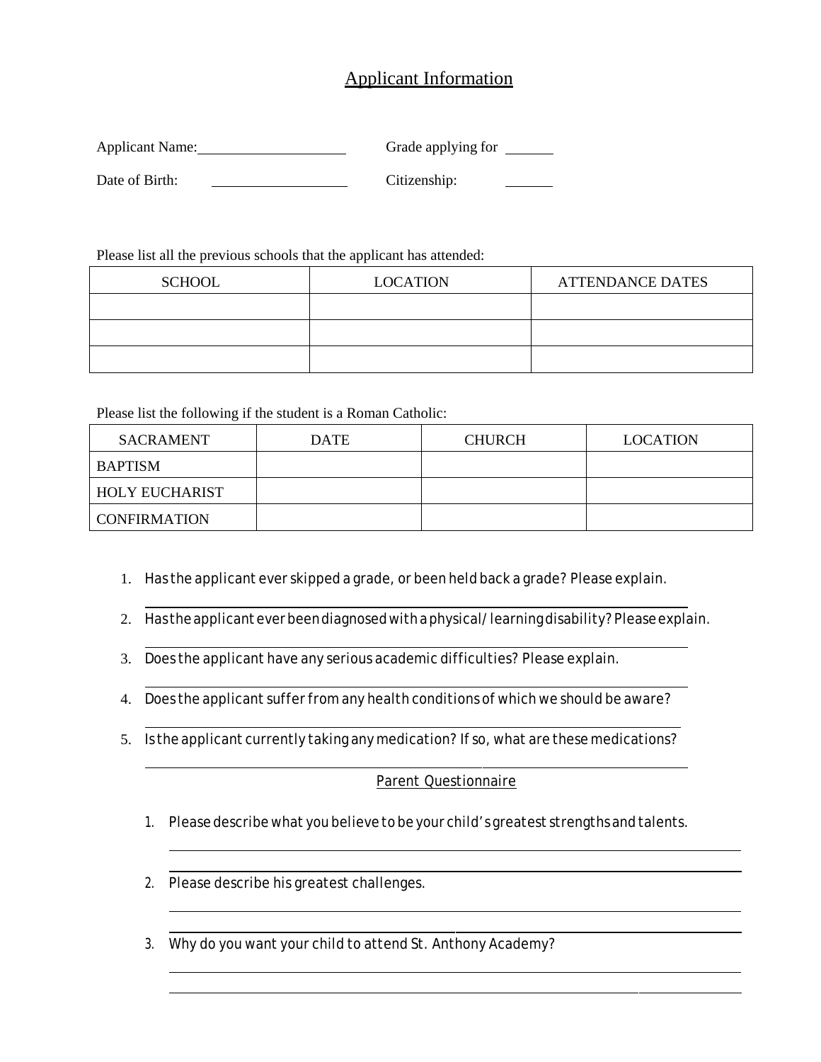## Applicant Information

Applicant Name: \_\_\_\_\_\_\_\_\_\_\_\_\_\_\_\_\_\_\_\_ Grade applying for \_\_\_\_\_\_\_

Date of Birth: \_\_\_\_\_\_\_\_\_\_\_\_\_\_\_\_\_\_\_\_ Citizenship: \_\_\_\_\_\_\_

Please list all the previous schools that the applicant has attended:

| SCHOOL | LOCATION | ATTENDANCE DATES |
|---|---|---|
| | | |
| | | |
| | | |

Please list the following if the student is a Roman Catholic:

| SACRAMENT | DATE | CHURCH | LOCATION |
|---|---|---|---|
| BAPTISM | | | |
| HOLY EUCHARIST | | | |
| CONFIRMATION | | | |

1. Has the applicant ever skipped a grade, or been held back a grade? Please explain.
2. Has the applicant ever been diagnosed with a physical/ learning disability? Please explain.
3. Does the applicant have any serious academic difficulties? Please explain.
4. Does the applicant suffer from any health conditions of which we should be aware?
5. Is the applicant currently taking any medication? If so, what are these medications?

## Parent Questionnaire

1. Please describe what you believe to be your child's greatest strengths and talents.
2. Please describe his greatest challenges.
3. Why do you want your child to attend St. Anthony Academy?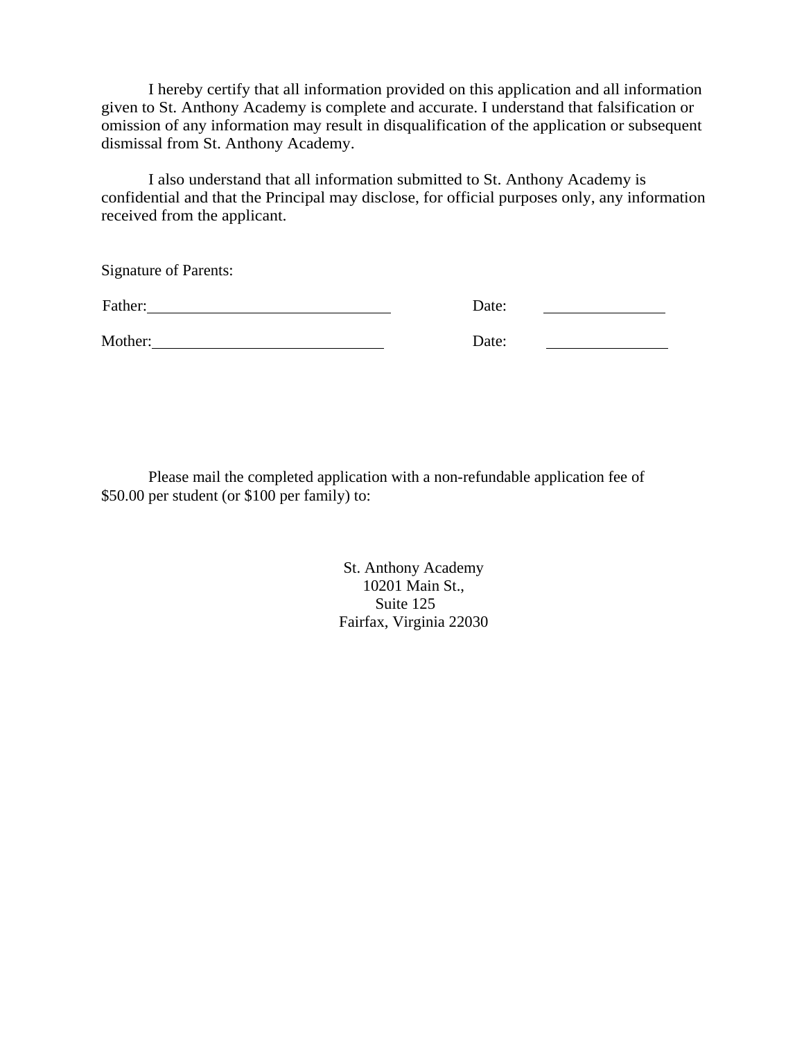I hereby certify that all information provided on this application and all information given to St. Anthony Academy is complete and accurate. I understand that falsification or omission of any information may result in disqualification of the application or subsequent dismissal from St. Anthony Academy.

I also understand that all information submitted to St. Anthony Academy is confidential and that the Principal may disclose, for official purposes only, any information received from the applicant.

Signature of Parents:

Father:\_\_\_\_\_\_\_\_\_\_\_\_\_\_\_\_\_\_\_\_\_\_\_\_\_\_\_\_\_\_ Date: \_\_\_\_\_\_\_\_\_\_\_\_\_\_\_

Mother:\_\_\_\_\_\_\_\_\_\_\_\_\_\_\_\_\_\_\_\_\_\_\_\_\_\_\_\_\_ Date: \_\_\_\_\_\_\_\_\_\_\_\_\_\_\_

Please mail the completed application with a non-refundable application fee of $50.00 per student (or $100 per family) to:

St. Anthony Academy  
10201 Main St.,  
Suite 125  
Fairfax, Virginia 22030